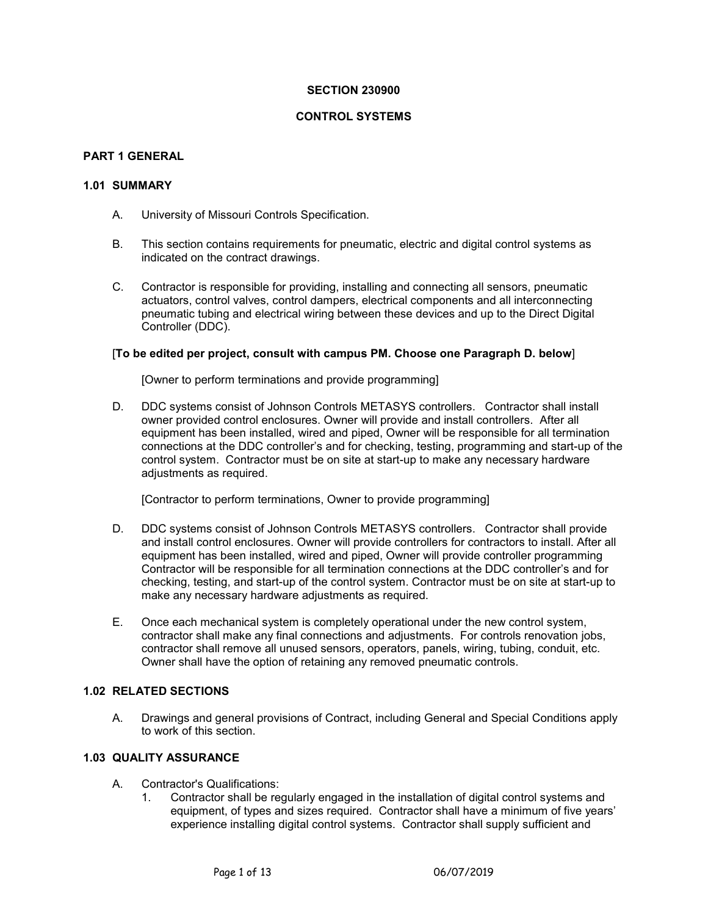**SECTION 230900**

**CONTROL SYSTEMS**

## PART 1 GENERAL

### 1.01 SUMMARY

A. University of Missouri Controls Specification.

B. This section contains requirements for pneumatic, electric and digital control systems as indicated on the contract drawings.

C. Contractor is responsible for providing, installing and connecting all sensors, pneumatic actuators, control valves, control dampers, electrical components and all interconnecting pneumatic tubing and electrical wiring between these devices and up to the Direct Digital Controller (DDC).

[**To be edited per project, consult with campus PM. Choose one Paragraph D. below**]

[Owner to perform terminations and provide programming]

D. DDC systems consist of Johnson Controls METASYS controllers. Contractor shall install owner provided control enclosures. Owner will provide and install controllers. After all equipment has been installed, wired and piped, Owner will be responsible for all termination connections at the DDC controller's and for checking, testing, programming and start-up of the control system. Contractor must be on site at start-up to make any necessary hardware adjustments as required.

[Contractor to perform terminations, Owner to provide programming]

D. DDC systems consist of Johnson Controls METASYS controllers. Contractor shall provide and install control enclosures. Owner will provide controllers for contractors to install. After all equipment has been installed, wired and piped, Owner will provide controller programming Contractor will be responsible for all termination connections at the DDC controller's and for checking, testing, and start-up of the control system. Contractor must be on site at start-up to make any necessary hardware adjustments as required.

E. Once each mechanical system is completely operational under the new control system, contractor shall make any final connections and adjustments. For controls renovation jobs, contractor shall remove all unused sensors, operators, panels, wiring, tubing, conduit, etc. Owner shall have the option of retaining any removed pneumatic controls.

### 1.02 RELATED SECTIONS

A. Drawings and general provisions of Contract, including General and Special Conditions apply to work of this section.

### 1.03 QUALITY ASSURANCE

A. Contractor's Qualifications:
   1. Contractor shall be regularly engaged in the installation of digital control systems and equipment, of types and sizes required. Contractor shall have a minimum of five years' experience installing digital control systems. Contractor shall supply sufficient and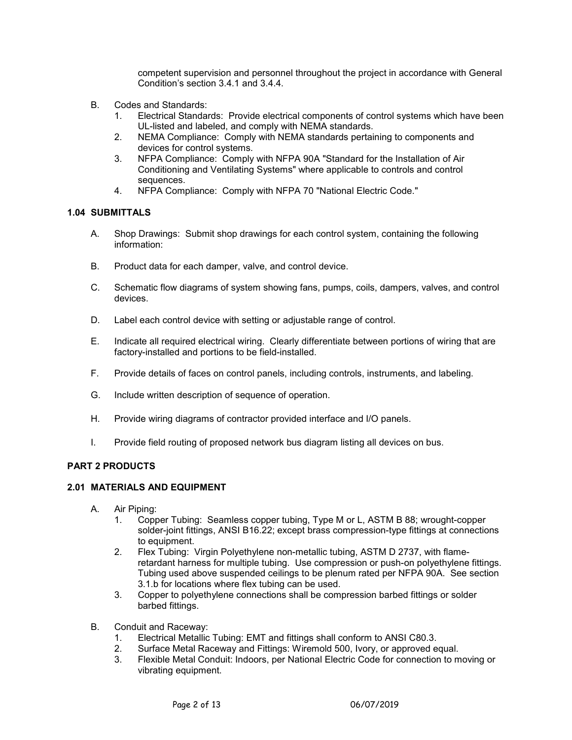competent supervision and personnel throughout the project in accordance with General Condition's section 3.4.1 and 3.4.4.

B. Codes and Standards:
   1. Electrical Standards: Provide electrical components of control systems which have been UL-listed and labeled, and comply with NEMA standards.
   2. NEMA Compliance: Comply with NEMA standards pertaining to components and devices for control systems.
   3. NFPA Compliance: Comply with NFPA 90A "Standard for the Installation of Air Conditioning and Ventilating Systems" where applicable to controls and control sequences.
   4. NFPA Compliance: Comply with NFPA 70 "National Electric Code."

### 1.04 SUBMITTALS

A. Shop Drawings: Submit shop drawings for each control system, containing the following information:

B. Product data for each damper, valve, and control device.

C. Schematic flow diagrams of system showing fans, pumps, coils, dampers, valves, and control devices.

D. Label each control device with setting or adjustable range of control.

E. Indicate all required electrical wiring. Clearly differentiate between portions of wiring that are factory-installed and portions to be field-installed.

F. Provide details of faces on control panels, including controls, instruments, and labeling.

G. Include written description of sequence of operation.

H. Provide wiring diagrams of contractor provided interface and I/O panels.

I. Provide field routing of proposed network bus diagram listing all devices on bus.

## PART 2 PRODUCTS

### 2.01 MATERIALS AND EQUIPMENT

A. Air Piping:
   1. Copper Tubing: Seamless copper tubing, Type M or L, ASTM B 88; wrought-copper solder-joint fittings, ANSI B16.22; except brass compression-type fittings at connections to equipment.
   2. Flex Tubing: Virgin Polyethylene non-metallic tubing, ASTM D 2737, with flame-retardant harness for multiple tubing. Use compression or push-on polyethylene fittings. Tubing used above suspended ceilings to be plenum rated per NFPA 90A. See section 3.1.b for locations where flex tubing can be used.
   3. Copper to polyethylene connections shall be compression barbed fittings or solder barbed fittings.

B. Conduit and Raceway:
   1. Electrical Metallic Tubing: EMT and fittings shall conform to ANSI C80.3.
   2. Surface Metal Raceway and Fittings: Wiremold 500, Ivory, or approved equal.
   3. Flexible Metal Conduit: Indoors, per National Electric Code for connection to moving or vibrating equipment.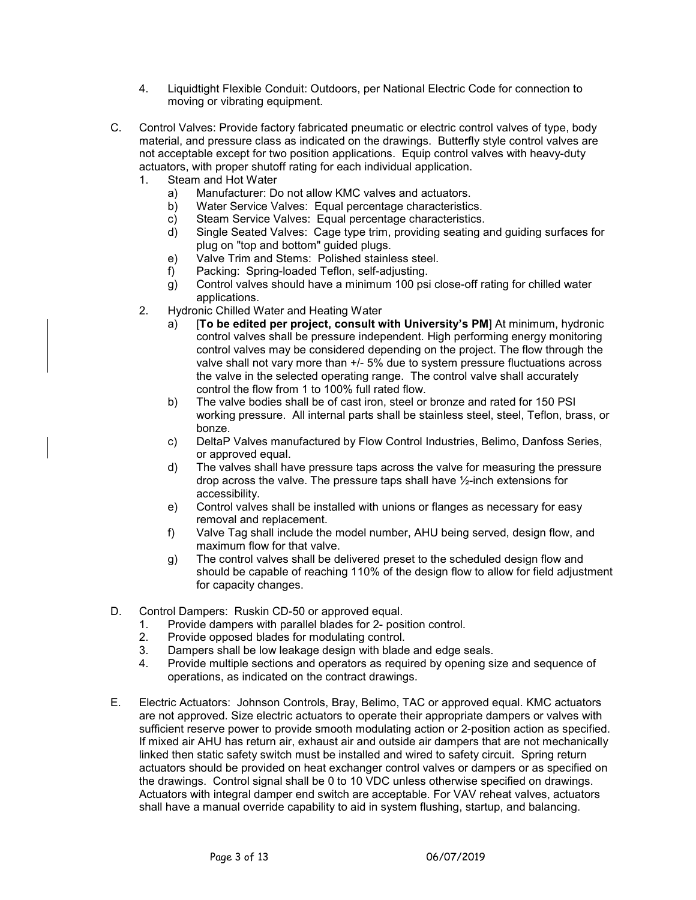4. Liquidtight Flexible Conduit: Outdoors, per National Electric Code for connection to moving or vibrating equipment.

C. Control Valves: Provide factory fabricated pneumatic or electric control valves of type, body material, and pressure class as indicated on the drawings. Butterfly style control valves are not acceptable except for two position applications. Equip control valves with heavy-duty actuators, with proper shutoff rating for each individual application.

   1. Steam and Hot Water
      a) Manufacturer: Do not allow KMC valves and actuators.
      b) Water Service Valves: Equal percentage characteristics.
      c) Steam Service Valves: Equal percentage characteristics.
      d) Single Seated Valves: Cage type trim, providing seating and guiding surfaces for plug on "top and bottom" guided plugs.
      e) Valve Trim and Stems: Polished stainless steel.
      f) Packing: Spring-loaded Teflon, self-adjusting.
      g) Control valves should have a minimum 100 psi close-off rating for chilled water applications.
   2. Hydronic Chilled Water and Heating Water
      a) [**To be edited per project, consult with University's PM**] At minimum, hydronic control valves shall be pressure independent. High performing energy monitoring control valves may be considered depending on the project. The flow through the valve shall not vary more than +/- 5% due to system pressure fluctuations across the valve in the selected operating range. The control valve shall accurately control the flow from 1 to 100% full rated flow.
      b) The valve bodies shall be of cast iron, steel or bronze and rated for 150 PSI working pressure. All internal parts shall be stainless steel, steel, Teflon, brass, or bonze.
      c) DeltaP Valves manufactured by Flow Control Industries, Belimo, Danfoss Series, or approved equal.
      d) The valves shall have pressure taps across the valve for measuring the pressure drop across the valve. The pressure taps shall have ½-inch extensions for accessibility.
      e) Control valves shall be installed with unions or flanges as necessary for easy removal and replacement.
      f) Valve Tag shall include the model number, AHU being served, design flow, and maximum flow for that valve.
      g) The control valves shall be delivered preset to the scheduled design flow and should be capable of reaching 110% of the design flow to allow for field adjustment for capacity changes.

D. Control Dampers: Ruskin CD-50 or approved equal.
   1. Provide dampers with parallel blades for 2- position control.
   2. Provide opposed blades for modulating control.
   3. Dampers shall be low leakage design with blade and edge seals.
   4. Provide multiple sections and operators as required by opening size and sequence of operations, as indicated on the contract drawings.

E. Electric Actuators: Johnson Controls, Bray, Belimo, TAC or approved equal. KMC actuators are not approved. Size electric actuators to operate their appropriate dampers or valves with sufficient reserve power to provide smooth modulating action or 2-position action as specified. If mixed air AHU has return air, exhaust air and outside air dampers that are not mechanically linked then static safety switch must be installed and wired to safety circuit. Spring return actuators should be provided on heat exchanger control valves or dampers or as specified on the drawings. Control signal shall be 0 to 10 VDC unless otherwise specified on drawings. Actuators with integral damper end switch are acceptable. For VAV reheat valves, actuators shall have a manual override capability to aid in system flushing, startup, and balancing.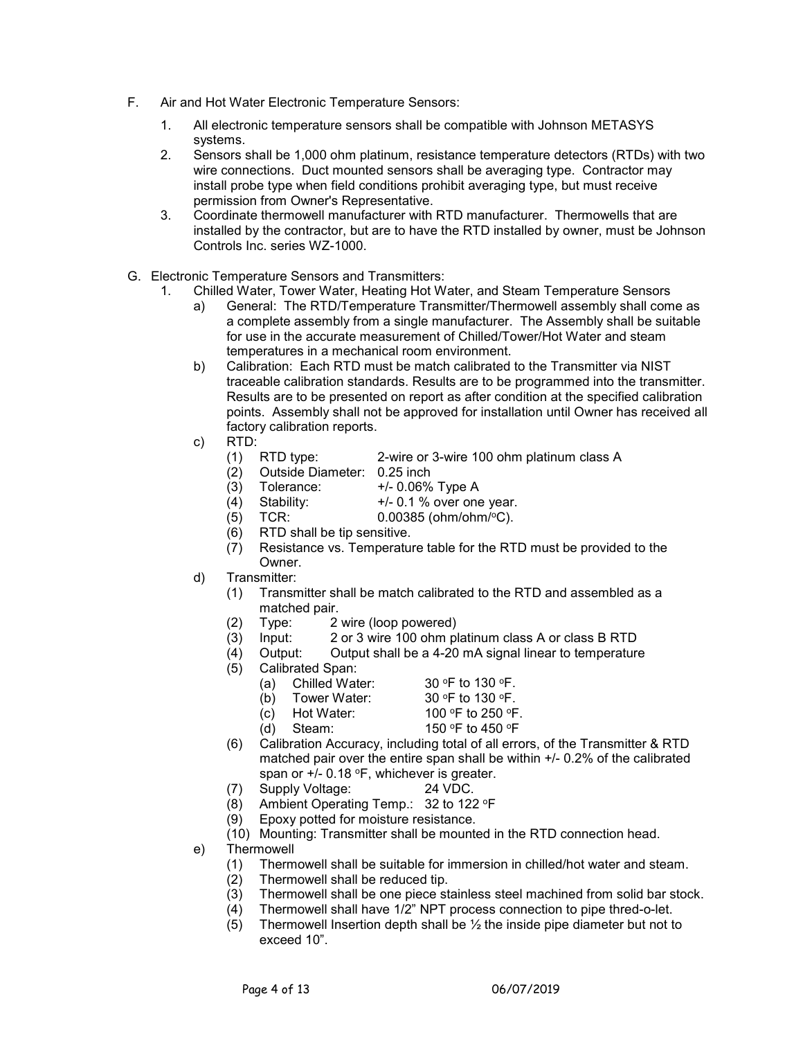F. Air and Hot Water Electronic Temperature Sensors:

1. All electronic temperature sensors shall be compatible with Johnson METASYS systems.
2. Sensors shall be 1,000 ohm platinum, resistance temperature detectors (RTDs) with two wire connections. Duct mounted sensors shall be averaging type. Contractor may install probe type when field conditions prohibit averaging type, but must receive permission from Owner's Representative.
3. Coordinate thermowell manufacturer with RTD manufacturer. Thermowells that are installed by the contractor, but are to have the RTD installed by owner, must be Johnson Controls Inc. series WZ-1000.

G. Electronic Temperature Sensors and Transmitters:

1. Chilled Water, Tower Water, Heating Hot Water, and Steam Temperature Sensors
   - a) General: The RTD/Temperature Transmitter/Thermowell assembly shall come as a complete assembly from a single manufacturer. The Assembly shall be suitable for use in the accurate measurement of Chilled/Tower/Hot Water and steam temperatures in a mechanical room environment.
   - b) Calibration: Each RTD must be match calibrated to the Transmitter via NIST traceable calibration standards. Results are to be programmed into the transmitter. Results are to be presented on report as after condition at the specified calibration points. Assembly shall not be approved for installation until Owner has received all factory calibration reports.
   - c) RTD:
     - (1) RTD type: 2-wire or 3-wire 100 ohm platinum class A
     - (2) Outside Diameter: 0.25 inch
     - (3) Tolerance: +/- 0.06% Type A
     - (4) Stability: +/- 0.1 % over one year.
     - (5) TCR: 0.00385 (ohm/ohm/°C).
     - (6) RTD shall be tip sensitive.
     - (7) Resistance vs. Temperature table for the RTD must be provided to the Owner.
   - d) Transmitter:
     - (1) Transmitter shall be match calibrated to the RTD and assembled as a matched pair.
     - (2) Type: 2 wire (loop powered)
     - (3) Input: 2 or 3 wire 100 ohm platinum class A or class B RTD
     - (4) Output: Output shall be a 4-20 mA signal linear to temperature
     - (5) Calibrated Span:
       - (a) Chilled Water: 30 °F to 130 °F.
       - (b) Tower Water: 30 °F to 130 °F.
       - (c) Hot Water: 100 °F to 250 °F.
       - (d) Steam: 150 °F to 450 °F
     - (6) Calibration Accuracy, including total of all errors, of the Transmitter & RTD matched pair over the entire span shall be within +/- 0.2% of the calibrated span or +/- 0.18 °F, whichever is greater.
     - (7) Supply Voltage: 24 VDC.
     - (8) Ambient Operating Temp.: 32 to 122 °F
     - (9) Epoxy potted for moisture resistance.
     - (10) Mounting: Transmitter shall be mounted in the RTD connection head.
   - e) Thermowell
     - (1) Thermowell shall be suitable for immersion in chilled/hot water and steam.
     - (2) Thermowell shall be reduced tip.
     - (3) Thermowell shall be one piece stainless steel machined from solid bar stock.
     - (4) Thermowell shall have 1/2" NPT process connection to pipe thred-o-let.
     - (5) Thermowell Insertion depth shall be ½ the inside pipe diameter but not to exceed 10".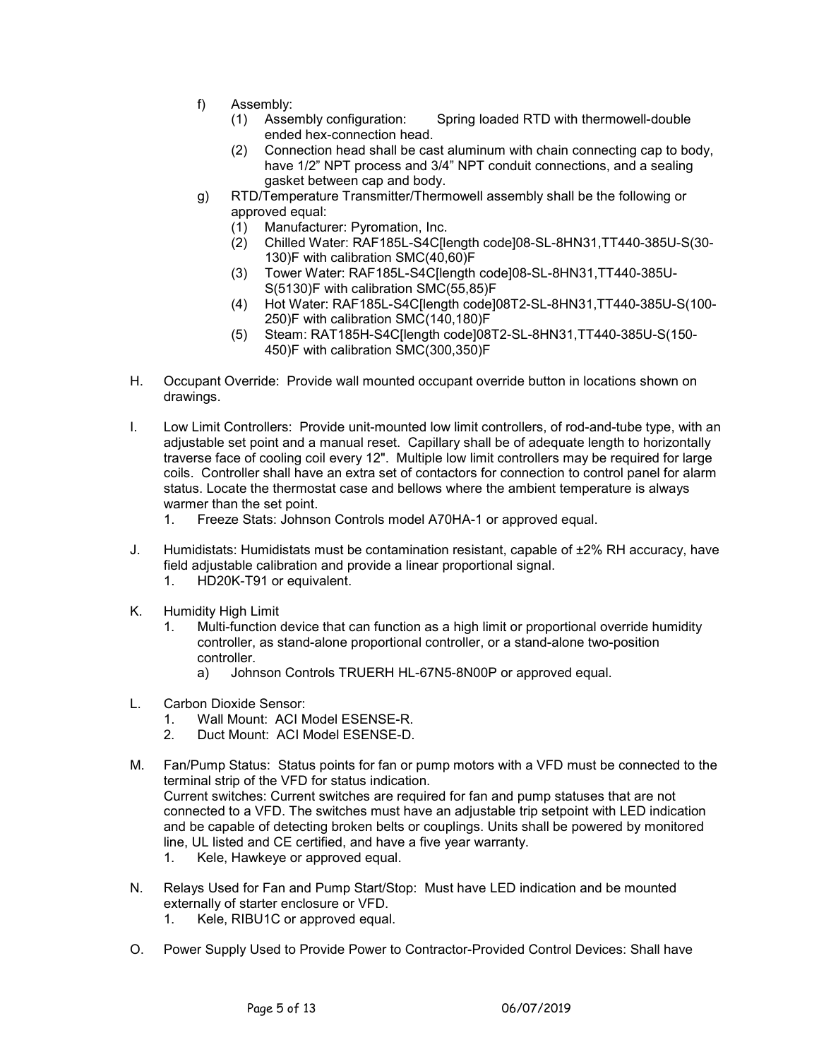f) Assembly:
   (1) Assembly configuration: Spring loaded RTD with thermowell-double ended hex-connection head.
   (2) Connection head shall be cast aluminum with chain connecting cap to body, have 1/2" NPT process and 3/4" NPT conduit connections, and a sealing gasket between cap and body.

g) RTD/Temperature Transmitter/Thermowell assembly shall be the following or approved equal:
   (1) Manufacturer: Pyromation, Inc.
   (2) Chilled Water: RAF185L-S4C[length code]08-SL-8HN31,TT440-385U-S(30-130)F with calibration SMC(40,60)F
   (3) Tower Water: RAF185L-S4C[length code]08-SL-8HN31,TT440-385U-S(5130)F with calibration SMC(55,85)F
   (4) Hot Water: RAF185L-S4C[length code]08T2-SL-8HN31,TT440-385U-S(100-250)F with calibration SMC(140,180)F
   (5) Steam: RAT185H-S4C[length code]08T2-SL-8HN31,TT440-385U-S(150-450)F with calibration SMC(300,350)F

H. Occupant Override: Provide wall mounted occupant override button in locations shown on drawings.

I. Low Limit Controllers: Provide unit-mounted low limit controllers, of rod-and-tube type, with an adjustable set point and a manual reset. Capillary shall be of adequate length to horizontally traverse face of cooling coil every 12". Multiple low limit controllers may be required for large coils. Controller shall have an extra set of contactors for connection to control panel for alarm status. Locate the thermostat case and bellows where the ambient temperature is always warmer than the set point.
   1. Freeze Stats: Johnson Controls model A70HA-1 or approved equal.

J. Humidistats: Humidistats must be contamination resistant, capable of ±2% RH accuracy, have field adjustable calibration and provide a linear proportional signal.
   1. HD20K-T91 or equivalent.

K. Humidity High Limit
   1. Multi-function device that can function as a high limit or proportional override humidity controller, as stand-alone proportional controller, or a stand-alone two-position controller.
      a) Johnson Controls TRUERH HL-67N5-8N00P or approved equal.

L. Carbon Dioxide Sensor:
   1. Wall Mount: ACI Model ESENSE-R.
   2. Duct Mount: ACI Model ESENSE-D.

M. Fan/Pump Status: Status points for fan or pump motors with a VFD must be connected to the terminal strip of the VFD for status indication.
   Current switches: Current switches are required for fan and pump statuses that are not connected to a VFD. The switches must have an adjustable trip setpoint with LED indication and be capable of detecting broken belts or couplings. Units shall be powered by monitored line, UL listed and CE certified, and have a five year warranty.
   1. Kele, Hawkeye or approved equal.

N. Relays Used for Fan and Pump Start/Stop: Must have LED indication and be mounted externally of starter enclosure or VFD.
   1. Kele, RIBU1C or approved equal.

O. Power Supply Used to Provide Power to Contractor-Provided Control Devices: Shall have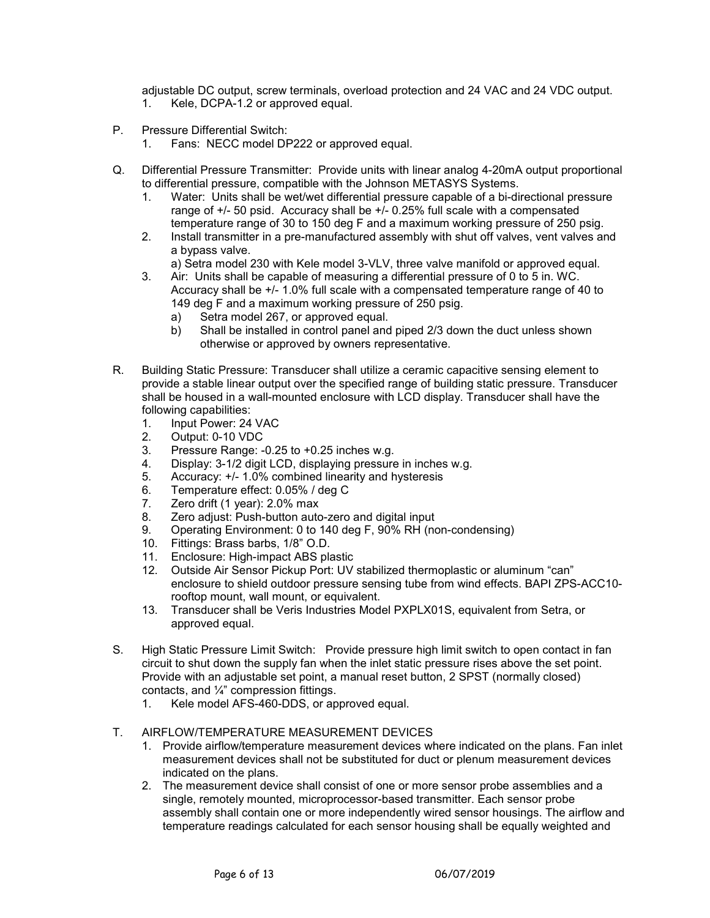adjustable DC output, screw terminals, overload protection and 24 VAC and 24 VDC output.

1. Kele, DCPA-1.2 or approved equal.

P. Pressure Differential Switch:
   1. Fans: NECC model DP222 or approved equal.

Q. Differential Pressure Transmitter: Provide units with linear analog 4-20mA output proportional to differential pressure, compatible with the Johnson METASYS Systems.
   1. Water: Units shall be wet/wet differential pressure capable of a bi-directional pressure range of +/- 50 psid. Accuracy shall be +/- 0.25% full scale with a compensated temperature range of 30 to 150 deg F and a maximum working pressure of 250 psig.
   2. Install transmitter in a pre-manufactured assembly with shut off valves, vent valves and a bypass valve.
      a) Setra model 230 with Kele model 3-VLV, three valve manifold or approved equal.
   3. Air: Units shall be capable of measuring a differential pressure of 0 to 5 in. WC. Accuracy shall be +/- 1.0% full scale with a compensated temperature range of 40 to 149 deg F and a maximum working pressure of 250 psig.
      a) Setra model 267, or approved equal.
      b) Shall be installed in control panel and piped 2/3 down the duct unless shown otherwise or approved by owners representative.

R. Building Static Pressure: Transducer shall utilize a ceramic capacitive sensing element to provide a stable linear output over the specified range of building static pressure. Transducer shall be housed in a wall-mounted enclosure with LCD display. Transducer shall have the following capabilities:
   1. Input Power: 24 VAC
   2. Output: 0-10 VDC
   3. Pressure Range: -0.25 to +0.25 inches w.g.
   4. Display: 3-1/2 digit LCD, displaying pressure in inches w.g.
   5. Accuracy: +/- 1.0% combined linearity and hysteresis
   6. Temperature effect: 0.05% / deg C
   7. Zero drift (1 year): 2.0% max
   8. Zero adjust: Push-button auto-zero and digital input
   9. Operating Environment: 0 to 140 deg F, 90% RH (non-condensing)
   10. Fittings: Brass barbs, 1/8" O.D.
   11. Enclosure: High-impact ABS plastic
   12. Outside Air Sensor Pickup Port: UV stabilized thermoplastic or aluminum "can" enclosure to shield outdoor pressure sensing tube from wind effects. BAPI ZPS-ACC10-rooftop mount, wall mount, or equivalent.
   13. Transducer shall be Veris Industries Model PXPLX01S, equivalent from Setra, or approved equal.

S. High Static Pressure Limit Switch: Provide pressure high limit switch to open contact in fan circuit to shut down the supply fan when the inlet static pressure rises above the set point. Provide with an adjustable set point, a manual reset button, 2 SPST (normally closed) contacts, and ¼" compression fittings.
   1. Kele model AFS-460-DDS, or approved equal.

T. AIRFLOW/TEMPERATURE MEASUREMENT DEVICES
   1. Provide airflow/temperature measurement devices where indicated on the plans. Fan inlet measurement devices shall not be substituted for duct or plenum measurement devices indicated on the plans.
   2. The measurement device shall consist of one or more sensor probe assemblies and a single, remotely mounted, microprocessor-based transmitter. Each sensor probe assembly shall contain one or more independently wired sensor housings. The airflow and temperature readings calculated for each sensor housing shall be equally weighted and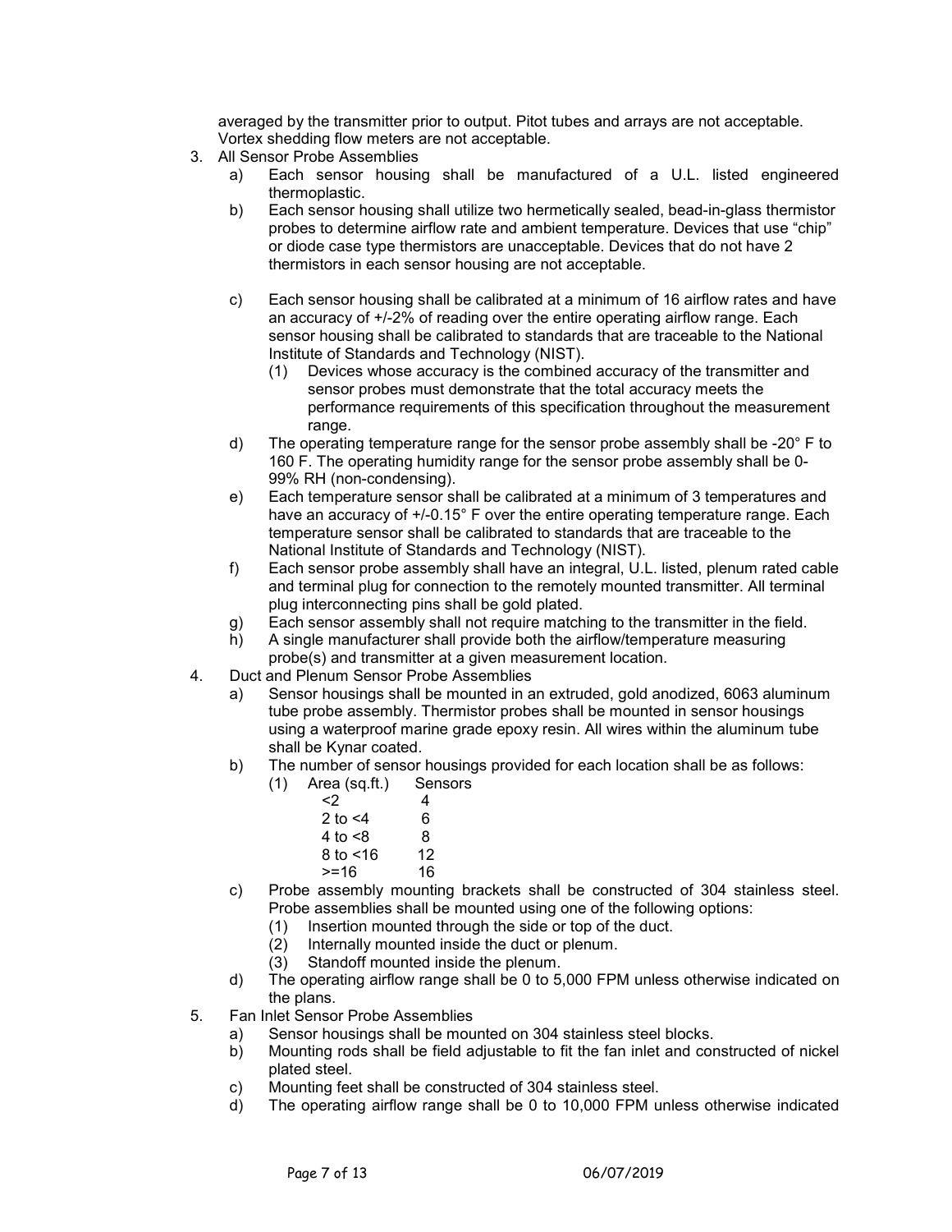averaged by the transmitter prior to output. Pitot tubes and arrays are not acceptable. Vortex shedding flow meters are not acceptable.

3. All Sensor Probe Assemblies
   a) Each sensor housing shall be manufactured of a U.L. listed engineered thermoplastic.
   b) Each sensor housing shall utilize two hermetically sealed, bead-in-glass thermistor probes to determine airflow rate and ambient temperature. Devices that use "chip" or diode case type thermistors are unacceptable. Devices that do not have 2 thermistors in each sensor housing are not acceptable.
   c) Each sensor housing shall be calibrated at a minimum of 16 airflow rates and have an accuracy of +/-2% of reading over the entire operating airflow range. Each sensor housing shall be calibrated to standards that are traceable to the National Institute of Standards and Technology (NIST).
      (1) Devices whose accuracy is the combined accuracy of the transmitter and sensor probes must demonstrate that the total accuracy meets the performance requirements of this specification throughout the measurement range.
   d) The operating temperature range for the sensor probe assembly shall be -20° F to 160 F. The operating humidity range for the sensor probe assembly shall be 0-99% RH (non-condensing).
   e) Each temperature sensor shall be calibrated at a minimum of 3 temperatures and have an accuracy of +/-0.15° F over the entire operating temperature range. Each temperature sensor shall be calibrated to standards that are traceable to the National Institute of Standards and Technology (NIST).
   f) Each sensor probe assembly shall have an integral, U.L. listed, plenum rated cable and terminal plug for connection to the remotely mounted transmitter. All terminal plug interconnecting pins shall be gold plated.
   g) Each sensor assembly shall not require matching to the transmitter in the field.
   h) A single manufacturer shall provide both the airflow/temperature measuring probe(s) and transmitter at a given measurement location.

4. Duct and Plenum Sensor Probe Assemblies
   a) Sensor housings shall be mounted in an extruded, gold anodized, 6063 aluminum tube probe assembly. Thermistor probes shall be mounted in sensor housings using a waterproof marine grade epoxy resin. All wires within the aluminum tube shall be Kynar coated.
   b) The number of sensor housings provided for each location shall be as follows:
      (1)

| Area (sq.ft.) | Sensors |
|---|---|
| <2 | 4 |
| 2 to <4 | 6 |
| 4 to <8 | 8 |
| 8 to <16 | 12 |
| >=16 | 16 |

   c) Probe assembly mounting brackets shall be constructed of 304 stainless steel. Probe assemblies shall be mounted using one of the following options:
      (1) Insertion mounted through the side or top of the duct.
      (2) Internally mounted inside the duct or plenum.
      (3) Standoff mounted inside the plenum.
   d) The operating airflow range shall be 0 to 5,000 FPM unless otherwise indicated on the plans.

5. Fan Inlet Sensor Probe Assemblies
   a) Sensor housings shall be mounted on 304 stainless steel blocks.
   b) Mounting rods shall be field adjustable to fit the fan inlet and constructed of nickel plated steel.
   c) Mounting feet shall be constructed of 304 stainless steel.
   d) The operating airflow range shall be 0 to 10,000 FPM unless otherwise indicated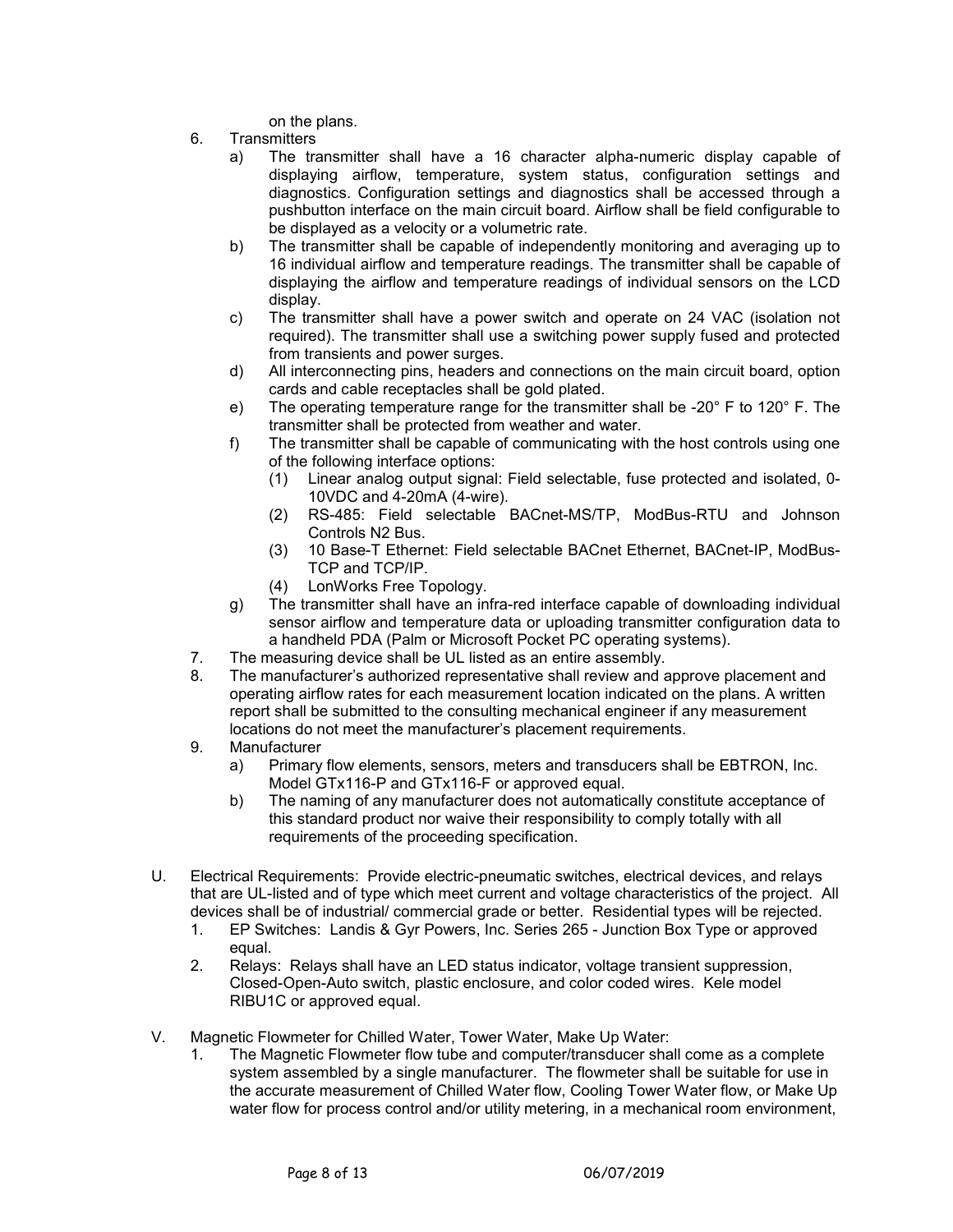on the plans.

6. Transmitters
   a) The transmitter shall have a 16 character alpha-numeric display capable of displaying airflow, temperature, system status, configuration settings and diagnostics. Configuration settings and diagnostics shall be accessed through a pushbutton interface on the main circuit board. Airflow shall be field configurable to be displayed as a velocity or a volumetric rate.
   b) The transmitter shall be capable of independently monitoring and averaging up to 16 individual airflow and temperature readings. The transmitter shall be capable of displaying the airflow and temperature readings of individual sensors on the LCD display.
   c) The transmitter shall have a power switch and operate on 24 VAC (isolation not required). The transmitter shall use a switching power supply fused and protected from transients and power surges.
   d) All interconnecting pins, headers and connections on the main circuit board, option cards and cable receptacles shall be gold plated.
   e) The operating temperature range for the transmitter shall be -20° F to 120° F. The transmitter shall be protected from weather and water.
   f) The transmitter shall be capable of communicating with the host controls using one of the following interface options:
      (1) Linear analog output signal: Field selectable, fuse protected and isolated, 0-10VDC and 4-20mA (4-wire).
      (2) RS-485: Field selectable BACnet-MS/TP, ModBus-RTU and Johnson Controls N2 Bus.
      (3) 10 Base-T Ethernet: Field selectable BACnet Ethernet, BACnet-IP, ModBus-TCP and TCP/IP.
      (4) LonWorks Free Topology.
   g) The transmitter shall have an infra-red interface capable of downloading individual sensor airflow and temperature data or uploading transmitter configuration data to a handheld PDA (Palm or Microsoft Pocket PC operating systems).
7. The measuring device shall be UL listed as an entire assembly.
8. The manufacturer's authorized representative shall review and approve placement and operating airflow rates for each measurement location indicated on the plans. A written report shall be submitted to the consulting mechanical engineer if any measurement locations do not meet the manufacturer's placement requirements.
9. Manufacturer
   a) Primary flow elements, sensors, meters and transducers shall be EBTRON, Inc. Model GTx116-P and GTx116-F or approved equal.
   b) The naming of any manufacturer does not automatically constitute acceptance of this standard product nor waive their responsibility to comply totally with all requirements of the proceeding specification.

U. Electrical Requirements: Provide electric-pneumatic switches, electrical devices, and relays that are UL-listed and of type which meet current and voltage characteristics of the project. All devices shall be of industrial/ commercial grade or better. Residential types will be rejected.
   1. EP Switches: Landis & Gyr Powers, Inc. Series 265 - Junction Box Type or approved equal.
   2. Relays: Relays shall have an LED status indicator, voltage transient suppression, Closed-Open-Auto switch, plastic enclosure, and color coded wires. Kele model RIBU1C or approved equal.

V. Magnetic Flowmeter for Chilled Water, Tower Water, Make Up Water:
   1. The Magnetic Flowmeter flow tube and computer/transducer shall come as a complete system assembled by a single manufacturer. The flowmeter shall be suitable for use in the accurate measurement of Chilled Water flow, Cooling Tower Water flow, or Make Up water flow for process control and/or utility metering, in a mechanical room environment,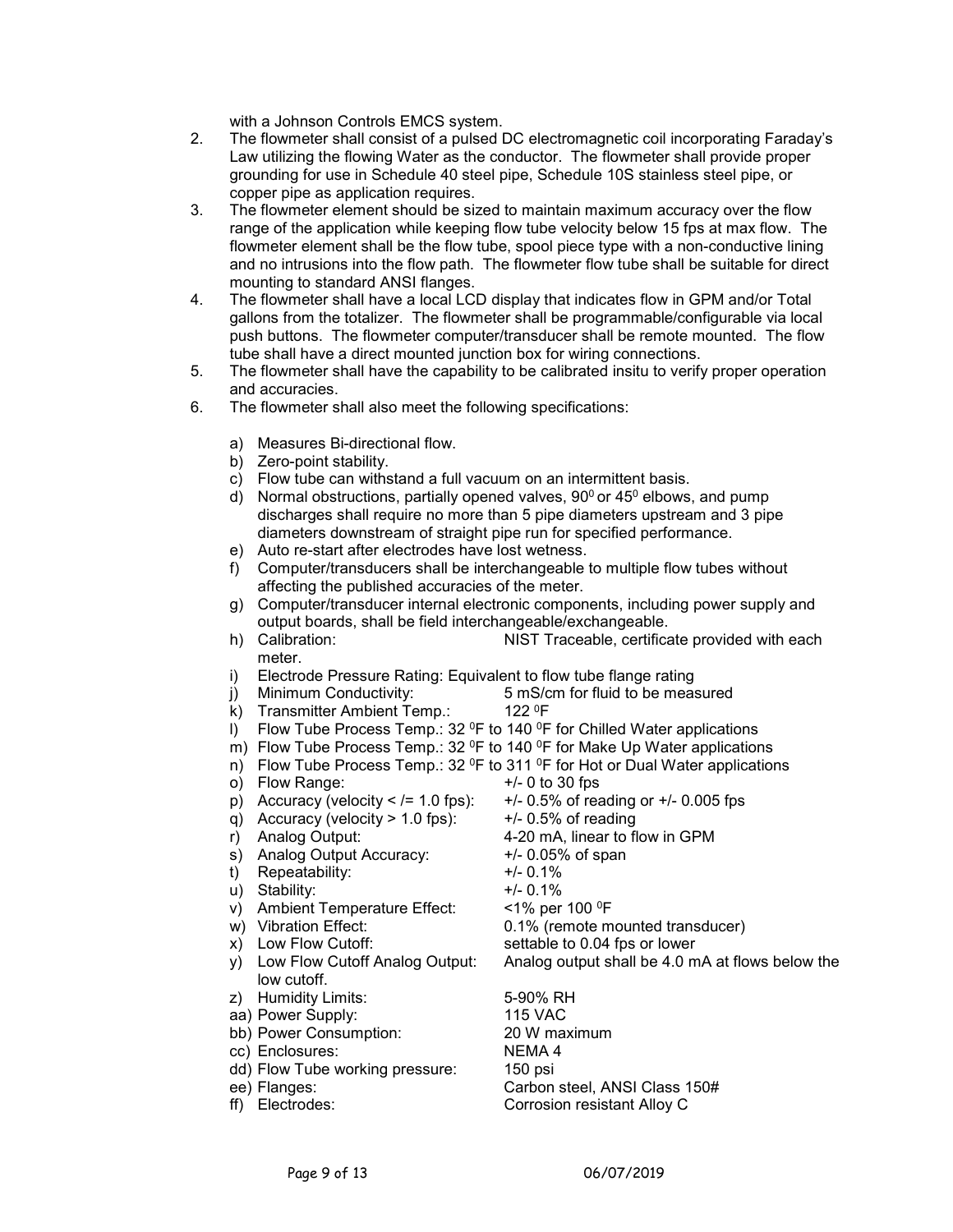with a Johnson Controls EMCS system.

2. The flowmeter shall consist of a pulsed DC electromagnetic coil incorporating Faraday's Law utilizing the flowing Water as the conductor. The flowmeter shall provide proper grounding for use in Schedule 40 steel pipe, Schedule 10S stainless steel pipe, or copper pipe as application requires.
3. The flowmeter element should be sized to maintain maximum accuracy over the flow range of the application while keeping flow tube velocity below 15 fps at max flow. The flowmeter element shall be the flow tube, spool piece type with a non-conductive lining and no intrusions into the flow path. The flowmeter flow tube shall be suitable for direct mounting to standard ANSI flanges.
4. The flowmeter shall have a local LCD display that indicates flow in GPM and/or Total gallons from the totalizer. The flowmeter shall be programmable/configurable via local push buttons. The flowmeter computer/transducer shall be remote mounted. The flow tube shall have a direct mounted junction box for wiring connections.
5. The flowmeter shall have the capability to be calibrated insitu to verify proper operation and accuracies.
6. The flowmeter shall also meet the following specifications:

   a) Measures Bi-directional flow.
   b) Zero-point stability.
   c) Flow tube can withstand a full vacuum on an intermittent basis.
   d) Normal obstructions, partially opened valves, $90^0$ or $45^0$ elbows, and pump discharges shall require no more than 5 pipe diameters upstream and 3 pipe diameters downstream of straight pipe run for specified performance.
   e) Auto re-start after electrodes have lost wetness.
   f) Computer/transducers shall be interchangeable to multiple flow tubes without affecting the published accuracies of the meter.
   g) Computer/transducer internal electronic components, including power supply and output boards, shall be field interchangeable/exchangeable.
   h) Calibration: NIST Traceable, certificate provided with each meter.
   i) Electrode Pressure Rating: Equivalent to flow tube flange rating
   j) Minimum Conductivity: 5 mS/cm for fluid to be measured
   k) Transmitter Ambient Temp.: 122 $^0$F
   l) Flow Tube Process Temp.: 32 $^0$F to 140 $^0$F for Chilled Water applications
   m) Flow Tube Process Temp.: 32 $^0$F to 140 $^0$F for Make Up Water applications
   n) Flow Tube Process Temp.: 32 $^0$F to 311 $^0$F for Hot or Dual Water applications
   o) Flow Range: +/- 0 to 30 fps
   p) Accuracy (velocity < /= 1.0 fps): +/- 0.5% of reading or +/- 0.005 fps
   q) Accuracy (velocity > 1.0 fps): +/- 0.5% of reading
   r) Analog Output: 4-20 mA, linear to flow in GPM
   s) Analog Output Accuracy: +/- 0.05% of span
   t) Repeatability: +/- 0.1%
   u) Stability: +/- 0.1%
   v) Ambient Temperature Effect: <1% per 100 $^0$F
   w) Vibration Effect: 0.1% (remote mounted transducer)
   x) Low Flow Cutoff: settable to 0.04 fps or lower
   y) Low Flow Cutoff Analog Output: Analog output shall be 4.0 mA at flows below the low cutoff.
   z) Humidity Limits: 5-90% RH
   aa) Power Supply: 115 VAC
   bb) Power Consumption: 20 W maximum
   cc) Enclosures: NEMA 4
   dd) Flow Tube working pressure: 150 psi
   ee) Flanges: Carbon steel, ANSI Class 150#
   ff) Electrodes: Corrosion resistant Alloy C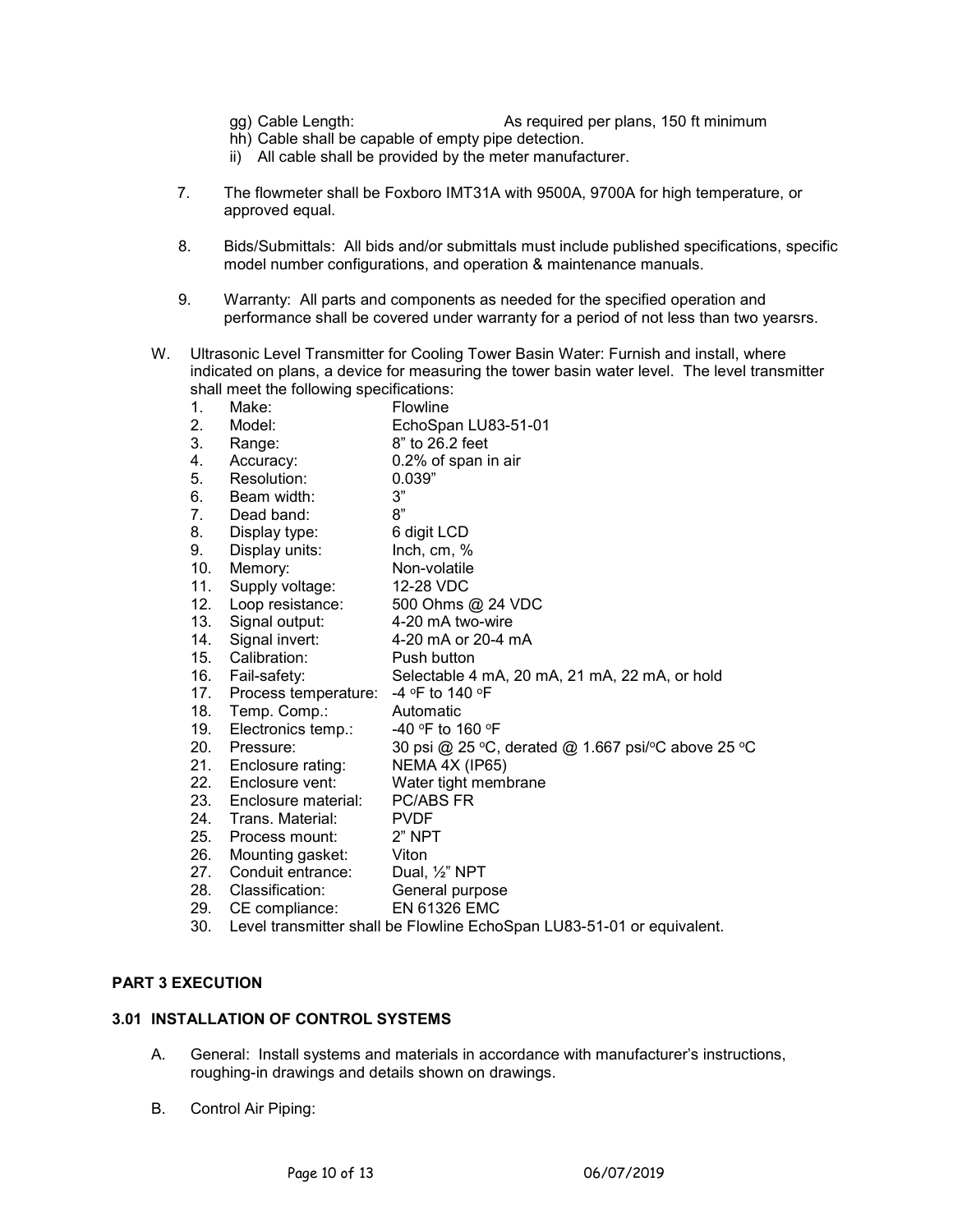gg) Cable Length: As required per plans, 150 ft minimum
hh) Cable shall be capable of empty pipe detection.
ii) All cable shall be provided by the meter manufacturer.

7. The flowmeter shall be Foxboro IMT31A with 9500A, 9700A for high temperature, or approved equal.

8. Bids/Submittals: All bids and/or submittals must include published specifications, specific model number configurations, and operation & maintenance manuals.

9. Warranty: All parts and components as needed for the specified operation and performance shall be covered under warranty for a period of not less than two yearsrs.

W. Ultrasonic Level Transmitter for Cooling Tower Basin Water: Furnish and install, where indicated on plans, a device for measuring the tower basin water level. The level transmitter shall meet the following specifications:

1. Make: Flowline
2. Model: EchoSpan LU83-51-01
3. Range: 8" to 26.2 feet
4. Accuracy: 0.2% of span in air
5. Resolution: 0.039"
6. Beam width: 3"
7. Dead band: 8"
8. Display type: 6 digit LCD
9. Display units: Inch, cm, %
10. Memory: Non-volatile
11. Supply voltage: 12-28 VDC
12. Loop resistance: 500 Ohms @ 24 VDC
13. Signal output: 4-20 mA two-wire
14. Signal invert: 4-20 mA or 20-4 mA
15. Calibration: Push button
16. Fail-safety: Selectable 4 mA, 20 mA, 21 mA, 22 mA, or hold
17. Process temperature: -4 °F to 140 °F
18. Temp. Comp.: Automatic
19. Electronics temp.: -40 °F to 160 °F
20. Pressure: 30 psi @ 25 °C, derated @ 1.667 psi/°C above 25 °C
21. Enclosure rating: NEMA 4X (IP65)
22. Enclosure vent: Water tight membrane
23. Enclosure material: PC/ABS FR
24. Trans. Material: PVDF
25. Process mount: 2" NPT
26. Mounting gasket: Viton
27. Conduit entrance: Dual, ½" NPT
28. Classification: General purpose
29. CE compliance: EN 61326 EMC
30. Level transmitter shall be Flowline EchoSpan LU83-51-01 or equivalent.

## PART 3 EXECUTION

### 3.01 INSTALLATION OF CONTROL SYSTEMS

A. General: Install systems and materials in accordance with manufacturer's instructions, roughing-in drawings and details shown on drawings.

B. Control Air Piping: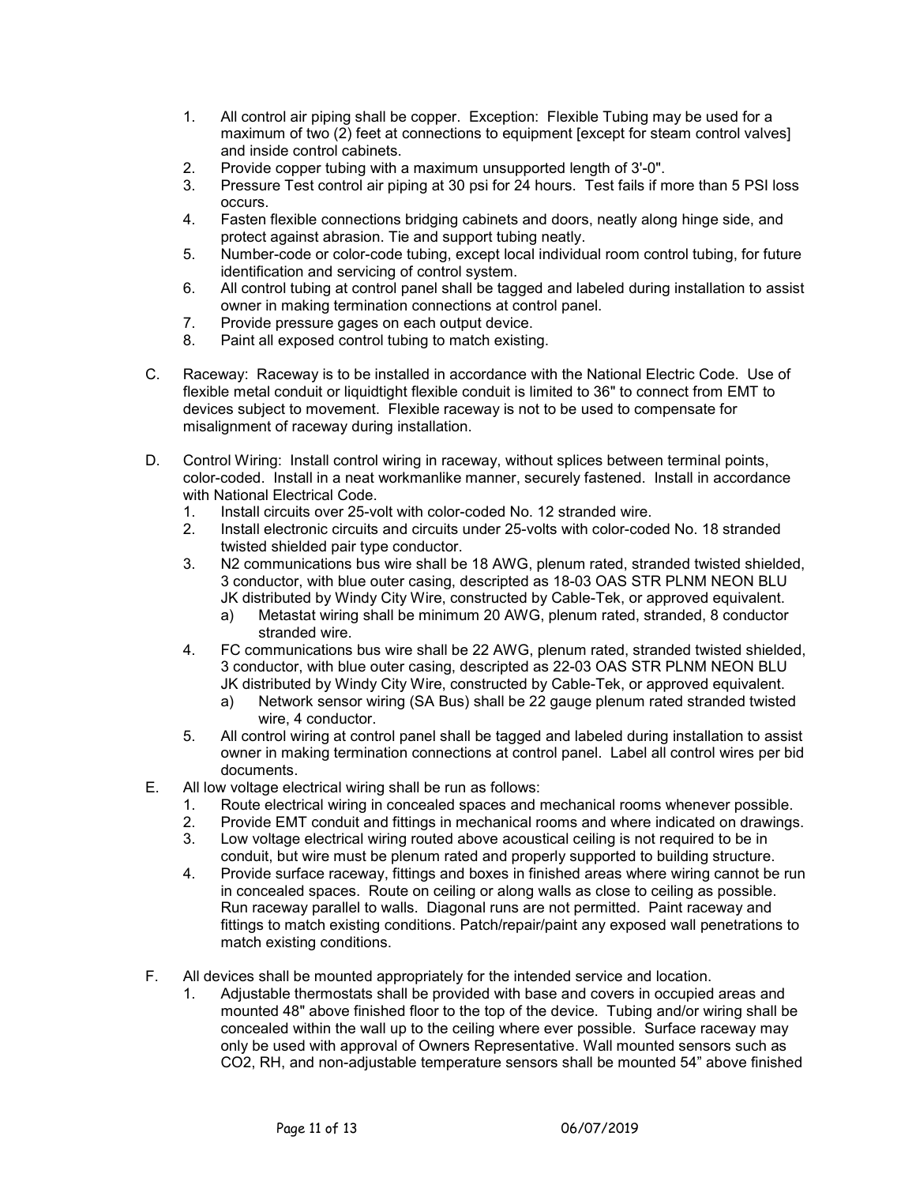1. All control air piping shall be copper. Exception: Flexible Tubing may be used for a maximum of two (2) feet at connections to equipment [except for steam control valves] and inside control cabinets.
2. Provide copper tubing with a maximum unsupported length of 3'-0".
3. Pressure Test control air piping at 30 psi for 24 hours. Test fails if more than 5 PSI loss occurs.
4. Fasten flexible connections bridging cabinets and doors, neatly along hinge side, and protect against abrasion. Tie and support tubing neatly.
5. Number-code or color-code tubing, except local individual room control tubing, for future identification and servicing of control system.
6. All control tubing at control panel shall be tagged and labeled during installation to assist owner in making termination connections at control panel.
7. Provide pressure gages on each output device.
8. Paint all exposed control tubing to match existing.

C. Raceway: Raceway is to be installed in accordance with the National Electric Code. Use of flexible metal conduit or liquidtight flexible conduit is limited to 36" to connect from EMT to devices subject to movement. Flexible raceway is not to be used to compensate for misalignment of raceway during installation.

D. Control Wiring: Install control wiring in raceway, without splices between terminal points, color-coded. Install in a neat workmanlike manner, securely fastened. Install in accordance with National Electrical Code.
   1. Install circuits over 25-volt with color-coded No. 12 stranded wire.
   2. Install electronic circuits and circuits under 25-volts with color-coded No. 18 stranded twisted shielded pair type conductor.
   3. N2 communications bus wire shall be 18 AWG, plenum rated, stranded twisted shielded, 3 conductor, with blue outer casing, descripted as 18-03 OAS STR PLNM NEON BLU JK distributed by Windy City Wire, constructed by Cable-Tek, or approved equivalent.
      a) Metastat wiring shall be minimum 20 AWG, plenum rated, stranded, 8 conductor stranded wire.
   4. FC communications bus wire shall be 22 AWG, plenum rated, stranded twisted shielded, 3 conductor, with blue outer casing, descripted as 22-03 OAS STR PLNM NEON BLU JK distributed by Windy City Wire, constructed by Cable-Tek, or approved equivalent.
      a) Network sensor wiring (SA Bus) shall be 22 gauge plenum rated stranded twisted wire, 4 conductor.
   5. All control wiring at control panel shall be tagged and labeled during installation to assist owner in making termination connections at control panel. Label all control wires per bid documents.

E. All low voltage electrical wiring shall be run as follows:
   1. Route electrical wiring in concealed spaces and mechanical rooms whenever possible.
   2. Provide EMT conduit and fittings in mechanical rooms and where indicated on drawings.
   3. Low voltage electrical wiring routed above acoustical ceiling is not required to be in conduit, but wire must be plenum rated and properly supported to building structure.
   4. Provide surface raceway, fittings and boxes in finished areas where wiring cannot be run in concealed spaces. Route on ceiling or along walls as close to ceiling as possible. Run raceway parallel to walls. Diagonal runs are not permitted. Paint raceway and fittings to match existing conditions. Patch/repair/paint any exposed wall penetrations to match existing conditions.

F. All devices shall be mounted appropriately for the intended service and location.
   1. Adjustable thermostats shall be provided with base and covers in occupied areas and mounted 48" above finished floor to the top of the device. Tubing and/or wiring shall be concealed within the wall up to the ceiling where ever possible. Surface raceway may only be used with approval of Owners Representative. Wall mounted sensors such as CO2, RH, and non-adjustable temperature sensors shall be mounted 54" above finished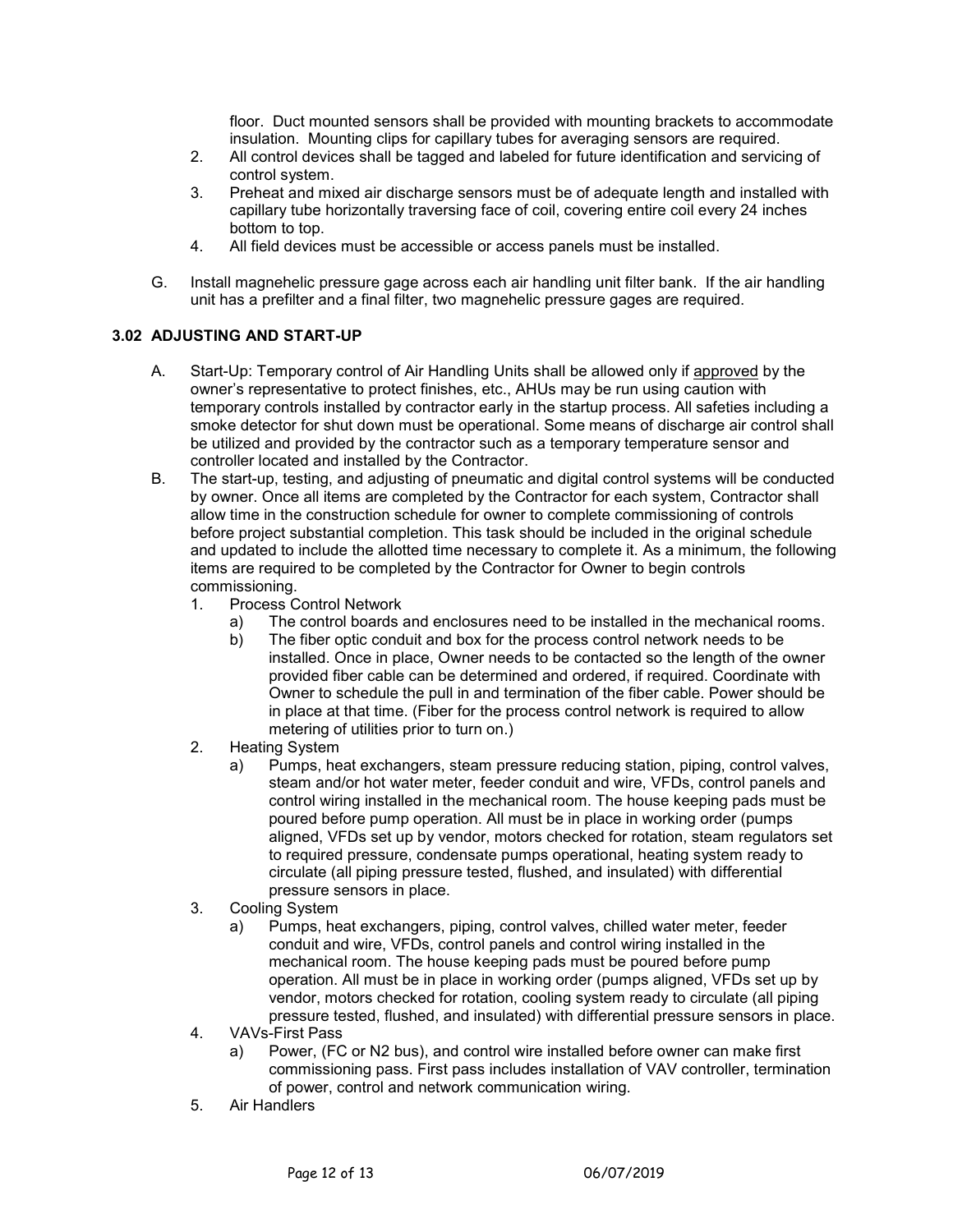floor. Duct mounted sensors shall be provided with mounting brackets to accommodate insulation. Mounting clips for capillary tubes for averaging sensors are required.

2. All control devices shall be tagged and labeled for future identification and servicing of control system.
3. Preheat and mixed air discharge sensors must be of adequate length and installed with capillary tube horizontally traversing face of coil, covering entire coil every 24 inches bottom to top.
4. All field devices must be accessible or access panels must be installed.

G. Install magnehelic pressure gage across each air handling unit filter bank. If the air handling unit has a prefilter and a final filter, two magnehelic pressure gages are required.

### 3.02 ADJUSTING AND START-UP

A. Start-Up: Temporary control of Air Handling Units shall be allowed only if approved by the owner's representative to protect finishes, etc., AHUs may be run using caution with temporary controls installed by contractor early in the startup process. All safeties including a smoke detector for shut down must be operational. Some means of discharge air control shall be utilized and provided by the contractor such as a temporary temperature sensor and controller located and installed by the Contractor.

B. The start-up, testing, and adjusting of pneumatic and digital control systems will be conducted by owner. Once all items are completed by the Contractor for each system, Contractor shall allow time in the construction schedule for owner to complete commissioning of controls before project substantial completion. This task should be included in the original schedule and updated to include the allotted time necessary to complete it. As a minimum, the following items are required to be completed by the Contractor for Owner to begin controls commissioning.

1. Process Control Network
   a) The control boards and enclosures need to be installed in the mechanical rooms.
   b) The fiber optic conduit and box for the process control network needs to be installed. Once in place, Owner needs to be contacted so the length of the owner provided fiber cable can be determined and ordered, if required. Coordinate with Owner to schedule the pull in and termination of the fiber cable. Power should be in place at that time. (Fiber for the process control network is required to allow metering of utilities prior to turn on.)
2. Heating System
   a) Pumps, heat exchangers, steam pressure reducing station, piping, control valves, steam and/or hot water meter, feeder conduit and wire, VFDs, control panels and control wiring installed in the mechanical room. The house keeping pads must be poured before pump operation. All must be in place in working order (pumps aligned, VFDs set up by vendor, motors checked for rotation, steam regulators set to required pressure, condensate pumps operational, heating system ready to circulate (all piping pressure tested, flushed, and insulated) with differential pressure sensors in place.
3. Cooling System
   a) Pumps, heat exchangers, piping, control valves, chilled water meter, feeder conduit and wire, VFDs, control panels and control wiring installed in the mechanical room. The house keeping pads must be poured before pump operation. All must be in place in working order (pumps aligned, VFDs set up by vendor, motors checked for rotation, cooling system ready to circulate (all piping pressure tested, flushed, and insulated) with differential pressure sensors in place.
4. VAVs-First Pass
   a) Power, (FC or N2 bus), and control wire installed before owner can make first commissioning pass. First pass includes installation of VAV controller, termination of power, control and network communication wiring.
5. Air Handlers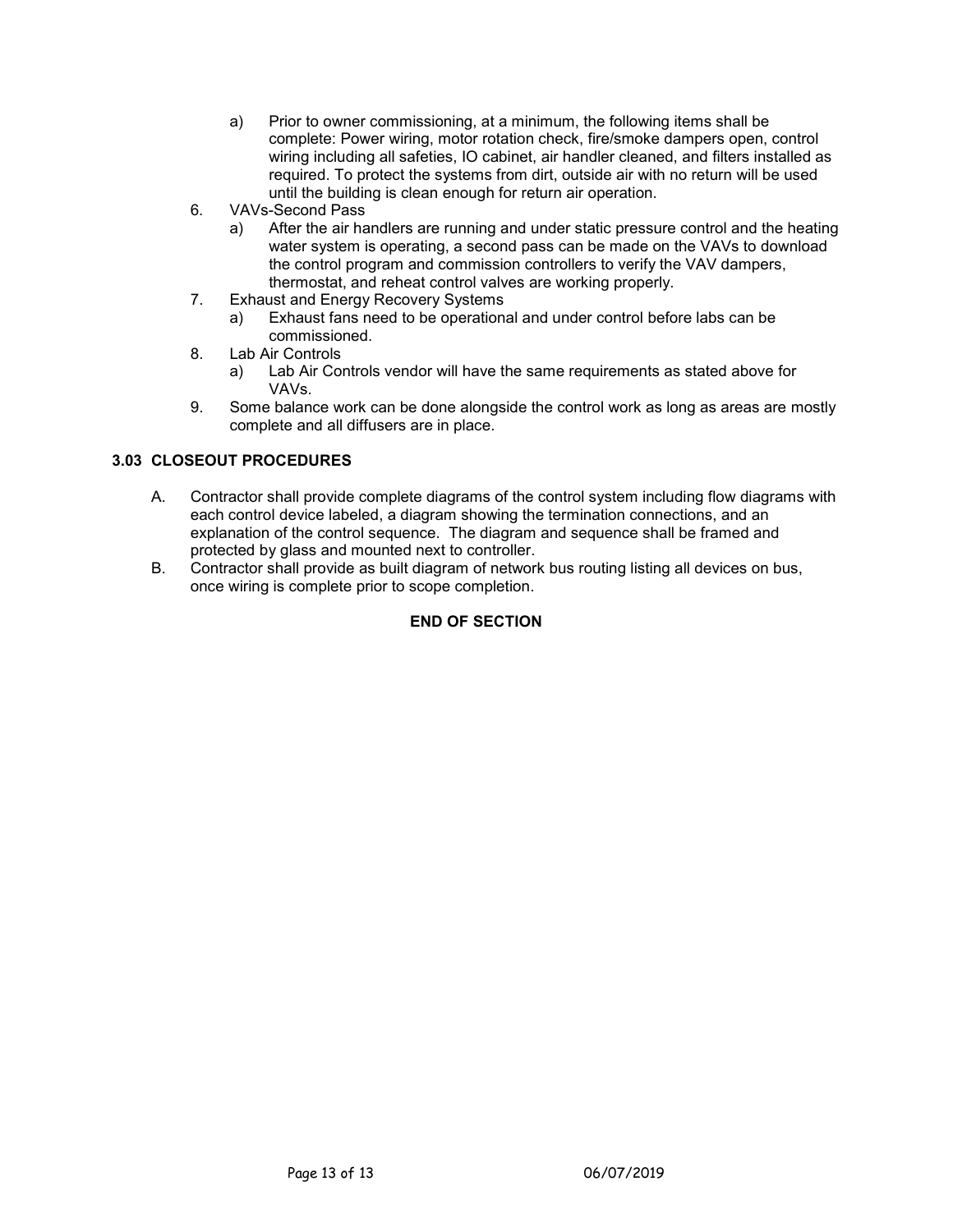a) Prior to owner commissioning, at a minimum, the following items shall be complete: Power wiring, motor rotation check, fire/smoke dampers open, control wiring including all safeties, IO cabinet, air handler cleaned, and filters installed as required. To protect the systems from dirt, outside air with no return will be used until the building is clean enough for return air operation.

6. VAVs-Second Pass
   a) After the air handlers are running and under static pressure control and the heating water system is operating, a second pass can be made on the VAVs to download the control program and commission controllers to verify the VAV dampers, thermostat, and reheat control valves are working properly.
7. Exhaust and Energy Recovery Systems
   a) Exhaust fans need to be operational and under control before labs can be commissioned.
8. Lab Air Controls
   a) Lab Air Controls vendor will have the same requirements as stated above for VAVs.
9. Some balance work can be done alongside the control work as long as areas are mostly complete and all diffusers are in place.

### 3.03 CLOSEOUT PROCEDURES

A. Contractor shall provide complete diagrams of the control system including flow diagrams with each control device labeled, a diagram showing the termination connections, and an explanation of the control sequence. The diagram and sequence shall be framed and protected by glass and mounted next to controller.

B. Contractor shall provide as built diagram of network bus routing listing all devices on bus, once wiring is complete prior to scope completion.

**END OF SECTION**